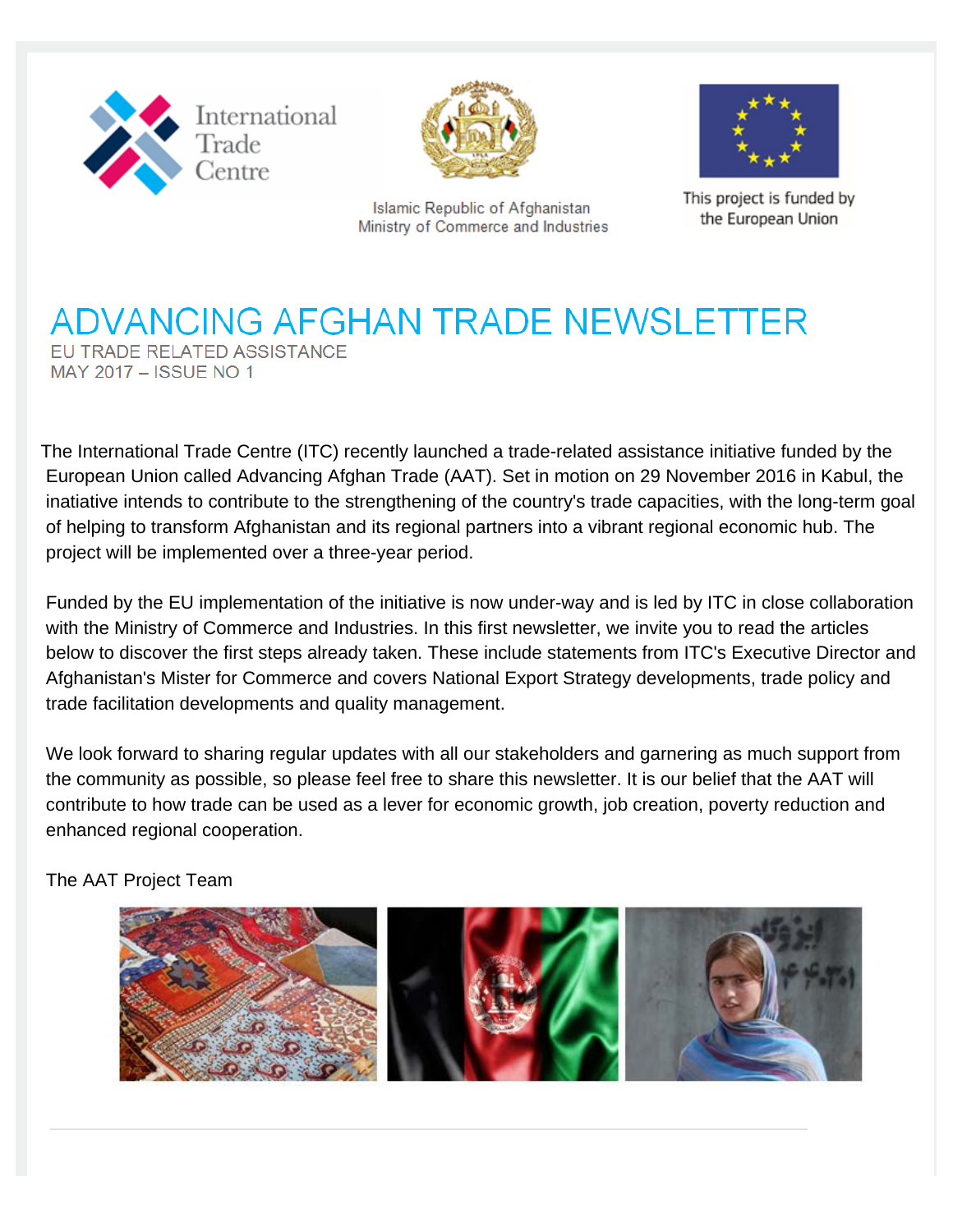International Trade Centre

Islamic Republic of Afghanistan
Ministry of Commerce and Industries

This project is funded by the European Union

# ADVANCING AFGHAN TRADE NEWSLETTER

EU TRADE RELATED ASSISTANCE
MAY 2017 – ISSUE NO 1

The International Trade Centre (ITC) recently launched a trade-related assistance initiative funded by the European Union called Advancing Afghan Trade (AAT). Set in motion on 29 November 2016 in Kabul, the inatiative intends to contribute to the strengthening of the country's trade capacities, with the long-term goal of helping to transform Afghanistan and its regional partners into a vibrant regional economic hub. The project will be implemented over a three-year period.

Funded by the EU implementation of the initiative is now under-way and is led by ITC in close collaboration with the Ministry of Commerce and Industries. In this first newsletter, we invite you to read the articles below to discover the first steps already taken. These include statements from ITC's Executive Director and Afghanistan's Mister for Commerce and covers National Export Strategy developments, trade policy and trade facilitation developments and quality management.

We look forward to sharing regular updates with all our stakeholders and garnering as much support from the community as possible, so please feel free to share this newsletter. It is our belief that the AAT will contribute to how trade can be used as a lever for economic growth, job creation, poverty reduction and enhanced regional cooperation.

The AAT Project Team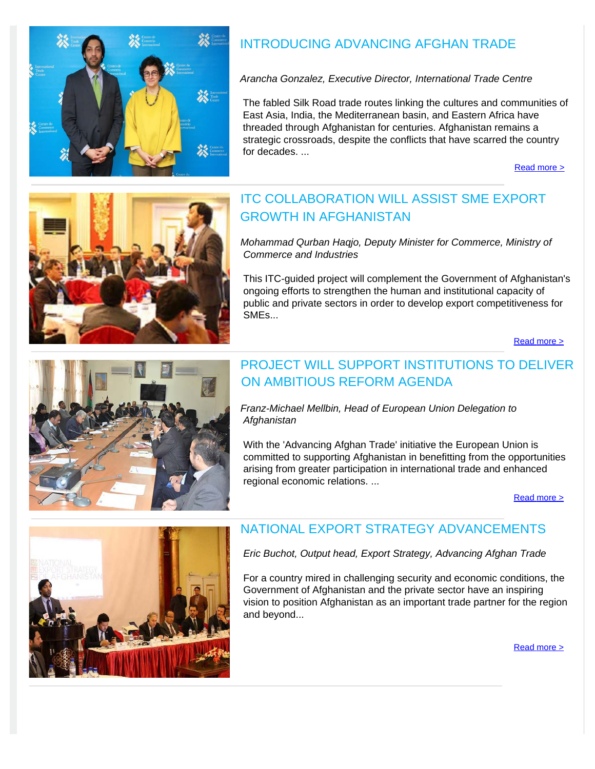## INTRODUCING ADVANCING AFGHAN TRADE

*Arancha Gonzalez, Executive Director, International Trade Centre*

The fabled Silk Road trade routes linking the cultures and communities of East Asia, India, the Mediterranean basin, and Eastern Africa have threaded through Afghanistan for centuries. Afghanistan remains a strategic crossroads, despite the conflicts that have scarred the country for decades. ...

Read more >

## ITC COLLABORATION WILL ASSIST SME EXPORT GROWTH IN AFGHANISTAN

*Mohammad Qurban Haqjo, Deputy Minister for Commerce, Ministry of Commerce and Industries*

This ITC-guided project will complement the Government of Afghanistan's ongoing efforts to strengthen the human and institutional capacity of public and private sectors in order to develop export competitiveness for SMEs...

Read more >

## PROJECT WILL SUPPORT INSTITUTIONS TO DELIVER ON AMBITIOUS REFORM AGENDA

*Franz-Michael Mellbin, Head of European Union Delegation to Afghanistan*

With the 'Advancing Afghan Trade' initiative the European Union is committed to supporting Afghanistan in benefitting from the opportunities arising from greater participation in international trade and enhanced regional economic relations. ...

Read more >

## NATIONAL EXPORT STRATEGY ADVANCEMENTS

*Eric Buchot, Output head, Export Strategy, Advancing Afghan Trade*

For a country mired in challenging security and economic conditions, the Government of Afghanistan and the private sector have an inspiring vision to position Afghanistan as an important trade partner for the region and beyond...

Read more >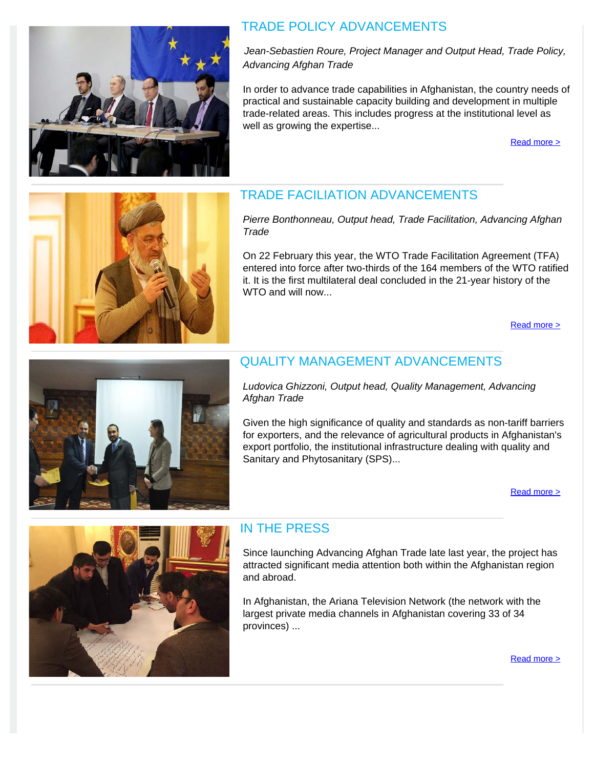## TRADE POLICY ADVANCEMENTS

*Jean-Sebastien Roure, Project Manager and Output Head, Trade Policy, Advancing Afghan Trade*

In order to advance trade capabilities in Afghanistan, the country needs of practical and sustainable capacity building and development in multiple trade-related areas. This includes progress at the institutional level as well as growing the expertise...

[Read more >]

## TRADE FACILIATION ADVANCEMENTS

*Pierre Bonthonneau, Output head, Trade Facilitation, Advancing Afghan Trade*

On 22 February this year, the WTO Trade Facilitation Agreement (TFA) entered into force after two-thirds of the 164 members of the WTO ratified it. It is the first multilateral deal concluded in the 21-year history of the WTO and will now...

[Read more >]

## QUALITY MANAGEMENT ADVANCEMENTS

*Ludovica Ghizzoni, Output head, Quality Management, Advancing Afghan Trade*

Given the high significance of quality and standards as non-tariff barriers for exporters, and the relevance of agricultural products in Afghanistan's export portfolio, the institutional infrastructure dealing with quality and Sanitary and Phytosanitary (SPS)...

[Read more >]

## IN THE PRESS

Since launching Advancing Afghan Trade late last year, the project has attracted significant media attention both within the Afghanistan region and abroad.

In Afghanistan, the Ariana Television Network (the network with the largest private media channels in Afghanistan covering 33 of 34 provinces) ...

[Read more >]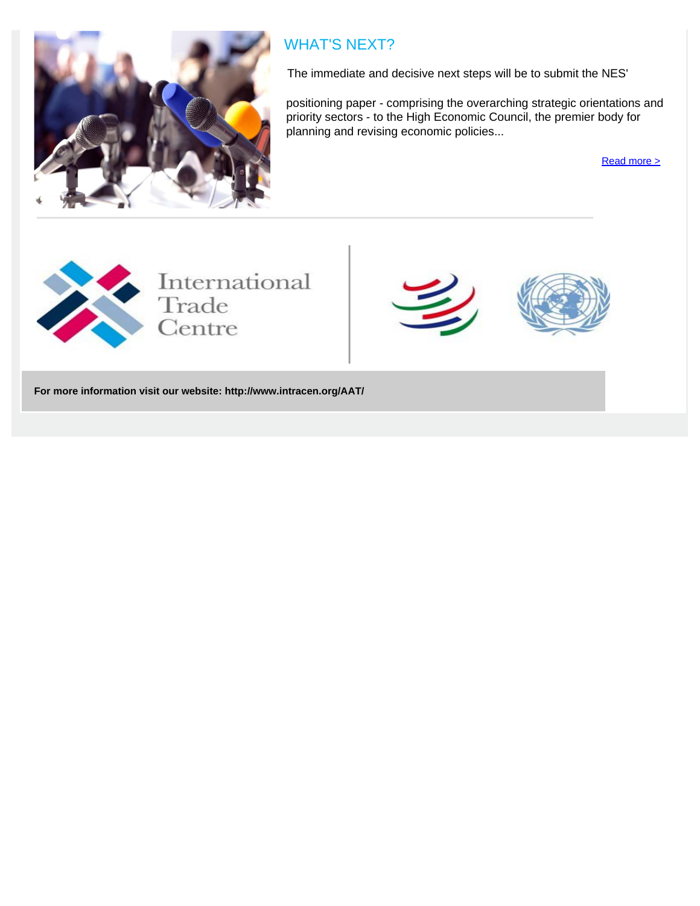## WHAT'S NEXT?

The immediate and decisive next steps will be to submit the NES'

positioning paper - comprising the overarching strategic orientations and priority sectors - to the High Economic Council, the premier body for planning and revising economic policies...

Read more >

International Trade Centre

**For more information visit our website: http://www.intracen.org/AAT/**